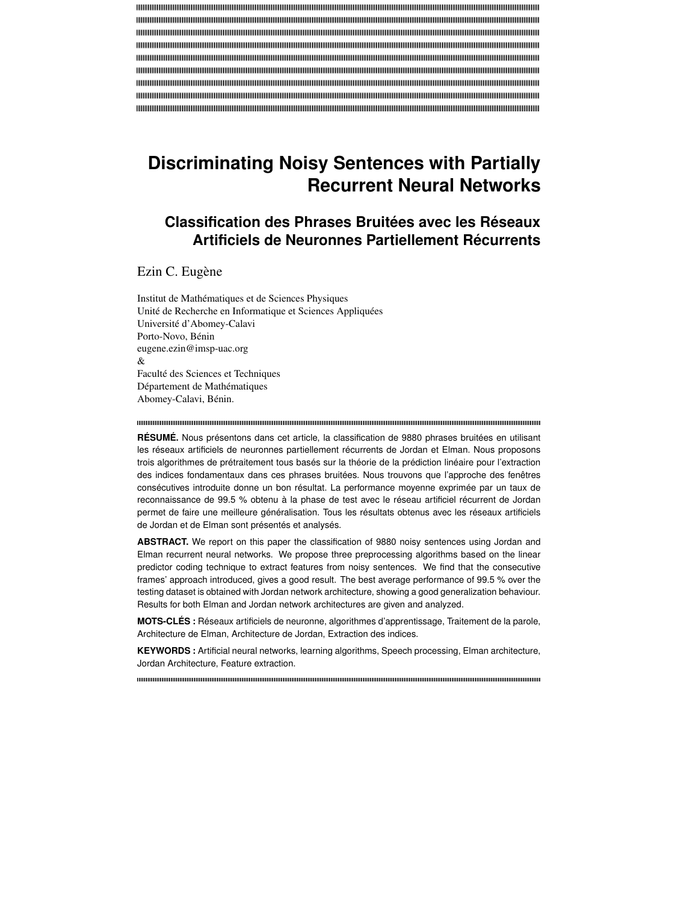# Discriminating Noisy Sentences with Partially Recurrent Neural Networks

## Classification des Phrases Bruitées avec les Réseaux Artificiels de Neuronnes Partiellement Récurrents

Ezin C. Eugène

Institut de Mathématiques et de Sciences Physiques
Unité de Recherche en Informatique et Sciences Appliquées
Université d'Abomey-Calavi
Porto-Novo, Bénin
eugene.ezin@imsp-uac.org
&
Faculté des Sciences et Techniques
Département de Mathématiques
Abomey-Calavi, Bénin.

**RÉSUMÉ.** Nous présentons dans cet article, la classification de 9880 phrases bruitées en utilisant les réseaux artificiels de neuronnes partiellement récurrents de Jordan et Elman. Nous proposons trois algorithmes de prétraitement tous basés sur la théorie de la prédiction linéaire pour l'extraction des indices fondamentaux dans ces phrases bruitées. Nous trouvons que l'approche des fenêtres consécutives introduite donne un bon résultat. La performance moyenne exprimée par un taux de reconnaissance de 99.5 % obtenu à la phase de test avec le réseau artificiel récurrent de Jordan permet de faire une meilleure généralisation. Tous les résultats obtenus avec les réseaux artificiels de Jordan et de Elman sont présentés et analysés.

**ABSTRACT.** We report on this paper the classification of 9880 noisy sentences using Jordan and Elman recurrent neural networks. We propose three preprocessing algorithms based on the linear predictor coding technique to extract features from noisy sentences. We find that the consecutive frames' approach introduced, gives a good result. The best average performance of 99.5 % over the testing dataset is obtained with Jordan network architecture, showing a good generalization behaviour. Results for both Elman and Jordan network architectures are given and analyzed.

**MOTS-CLÉS :** Réseaux artificiels de neuronne, algorithmes d'apprentissage, Traitement de la parole, Architecture de Elman, Architecture de Jordan, Extraction des indices.

**KEYWORDS :** Artificial neural networks, learning algorithms, Speech processing, Elman architecture, Jordan Architecture, Feature extraction.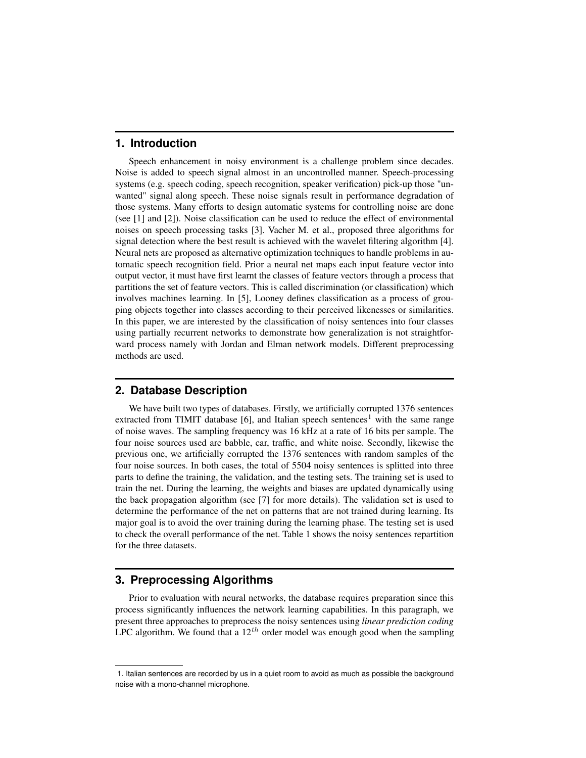## 1. Introduction

Speech enhancement in noisy environment is a challenge problem since decades. Noise is added to speech signal almost in an uncontrolled manner. Speech-processing systems (e.g. speech coding, speech recognition, speaker verification) pick-up those "unwanted" signal along speech. These noise signals result in performance degradation of those systems. Many efforts to design automatic systems for controlling noise are done (see [1] and [2]). Noise classification can be used to reduce the effect of environmental noises on speech processing tasks [3]. Vacher M. et al., proposed three algorithms for signal detection where the best result is achieved with the wavelet filtering algorithm [4]. Neural nets are proposed as alternative optimization techniques to handle problems in automatic speech recognition field. Prior a neural net maps each input feature vector into output vector, it must have first learnt the classes of feature vectors through a process that partitions the set of feature vectors. This is called discrimination (or classification) which involves machines learning. In [5], Looney defines classification as a process of grouping objects together into classes according to their perceived likenesses or similarities. In this paper, we are interested by the classification of noisy sentences into four classes using partially recurrent networks to demonstrate how generalization is not straightforward process namely with Jordan and Elman network models. Different preprocessing methods are used.

## 2. Database Description

We have built two types of databases. Firstly, we artificially corrupted 1376 sentences extracted from TIMIT database [6], and Italian speech sentences[1] with the same range of noise waves. The sampling frequency was 16 kHz at a rate of 16 bits per sample. The four noise sources used are babble, car, traffic, and white noise. Secondly, likewise the previous one, we artificially corrupted the 1376 sentences with random samples of the four noise sources. In both cases, the total of 5504 noisy sentences is splitted into three parts to define the training, the validation, and the testing sets. The training set is used to train the net. During the learning, the weights and biases are updated dynamically using the back propagation algorithm (see [7] for more details). The validation set is used to determine the performance of the net on patterns that are not trained during learning. Its major goal is to avoid the over training during the learning phase. The testing set is used to check the overall performance of the net. Table 1 shows the noisy sentences repartition for the three datasets.

## 3. Preprocessing Algorithms

Prior to evaluation with neural networks, the database requires preparation since this process significantly influences the network learning capabilities. In this paragraph, we present three approaches to preprocess the noisy sentences using *linear prediction coding* LPC algorithm. We found that a $12^{th}$ order model was enough good when the sampling

1. Italian sentences are recorded by us in a quiet room to avoid as much as possible the background noise with a mono-channel microphone.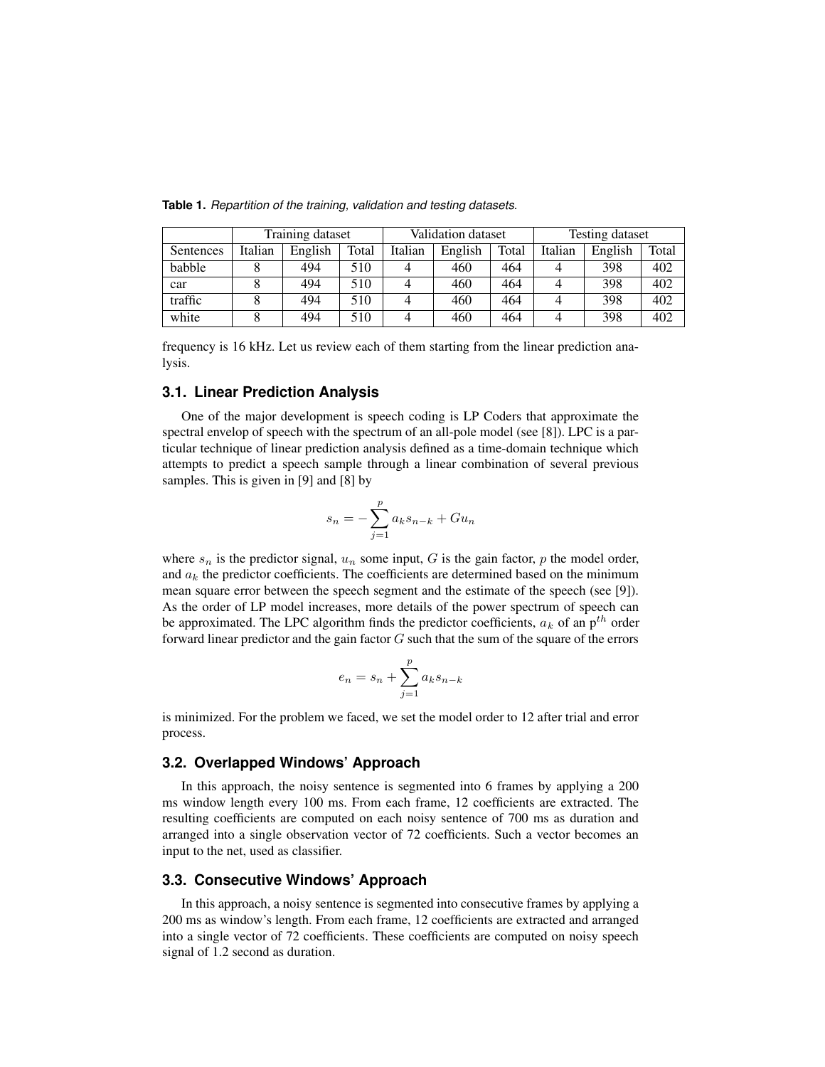**Table 1.** *Repartition of the training, validation and testing datasets.*

| | Training dataset | | | Validation dataset | | | Testing dataset | | |
|---|---|---|---|---|---|---|---|---|---|
| Sentences | Italian | English | Total | Italian | English | Total | Italian | English | Total |
| babble | 8 | 494 | 510 | 4 | 460 | 464 | 4 | 398 | 402 |
| car | 8 | 494 | 510 | 4 | 460 | 464 | 4 | 398 | 402 |
| traffic | 8 | 494 | 510 | 4 | 460 | 464 | 4 | 398 | 402 |
| white | 8 | 494 | 510 | 4 | 460 | 464 | 4 | 398 | 402 |

frequency is 16 kHz. Let us review each of them starting from the linear prediction analysis.

### 3.1. Linear Prediction Analysis

One of the major development is speech coding is LP Coders that approximate the spectral envelop of speech with the spectrum of an all-pole model (see [8]). LPC is a particular technique of linear prediction analysis defined as a time-domain technique which attempts to predict a speech sample through a linear combination of several previous samples. This is given in [9] and [8] by

$$s_n = -\sum_{j=1}^{p} a_k s_{n-k} + G u_n$$

where $s_n$ is the predictor signal, $u_n$ some input, $G$ is the gain factor, $p$ the model order, and $a_k$ the predictor coefficients. The coefficients are determined based on the minimum mean square error between the speech segment and the estimate of the speech (see [9]). As the order of LP model increases, more details of the power spectrum of speech can be approximated. The LPC algorithm finds the predictor coefficients, $a_k$ of an $p^{th}$ order forward linear predictor and the gain factor $G$ such that the sum of the square of the errors

$$e_n = s_n + \sum_{j=1}^{p} a_k s_{n-k}$$

is minimized. For the problem we faced, we set the model order to 12 after trial and error process.

### 3.2. Overlapped Windows' Approach

In this approach, the noisy sentence is segmented into 6 frames by applying a 200 ms window length every 100 ms. From each frame, 12 coefficients are extracted. The resulting coefficients are computed on each noisy sentence of 700 ms as duration and arranged into a single observation vector of 72 coefficients. Such a vector becomes an input to the net, used as classifier.

### 3.3. Consecutive Windows' Approach

In this approach, a noisy sentence is segmented into consecutive frames by applying a 200 ms as window's length. From each frame, 12 coefficients are extracted and arranged into a single vector of 72 coefficients. These coefficients are computed on noisy speech signal of 1.2 second as duration.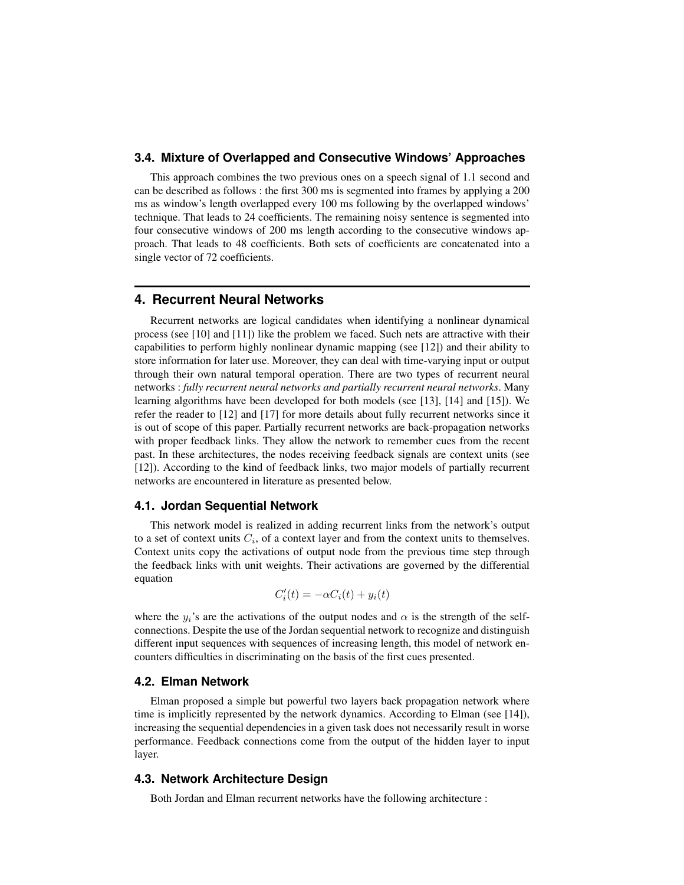### 3.4. Mixture of Overlapped and Consecutive Windows' Approaches

This approach combines the two previous ones on a speech signal of 1.1 second and can be described as follows : the first 300 ms is segmented into frames by applying a 200 ms as window's length overlapped every 100 ms following by the overlapped windows' technique. That leads to 24 coefficients. The remaining noisy sentence is segmented into four consecutive windows of 200 ms length according to the consecutive windows approach. That leads to 48 coefficients. Both sets of coefficients are concatenated into a single vector of 72 coefficients.

## 4. Recurrent Neural Networks

Recurrent networks are logical candidates when identifying a nonlinear dynamical process (see [10] and [11]) like the problem we faced. Such nets are attractive with their capabilities to perform highly nonlinear dynamic mapping (see [12]) and their ability to store information for later use. Moreover, they can deal with time-varying input or output through their own natural temporal operation. There are two types of recurrent neural networks : *fully recurrent neural networks and partially recurrent neural networks*. Many learning algorithms have been developed for both models (see [13], [14] and [15]). We refer the reader to [12] and [17] for more details about fully recurrent networks since it is out of scope of this paper. Partially recurrent networks are back-propagation networks with proper feedback links. They allow the network to remember cues from the recent past. In these architectures, the nodes receiving feedback signals are context units (see [12]). According to the kind of feedback links, two major models of partially recurrent networks are encountered in literature as presented below.

### 4.1. Jordan Sequential Network

This network model is realized in adding recurrent links from the network's output to a set of context units $C_i$, of a context layer and from the context units to themselves. Context units copy the activations of output node from the previous time step through the feedback links with unit weights. Their activations are governed by the differential equation

$$C_i'(t) = -\alpha C_i(t) + y_i(t)$$

where the $y_i$'s are the activations of the output nodes and $\alpha$ is the strength of the self-connections. Despite the use of the Jordan sequential network to recognize and distinguish different input sequences with sequences of increasing length, this model of network encounters difficulties in discriminating on the basis of the first cues presented.

### 4.2. Elman Network

Elman proposed a simple but powerful two layers back propagation network where time is implicitly represented by the network dynamics. According to Elman (see [14]), increasing the sequential dependencies in a given task does not necessarily result in worse performance. Feedback connections come from the output of the hidden layer to input layer.

### 4.3. Network Architecture Design

Both Jordan and Elman recurrent networks have the following architecture :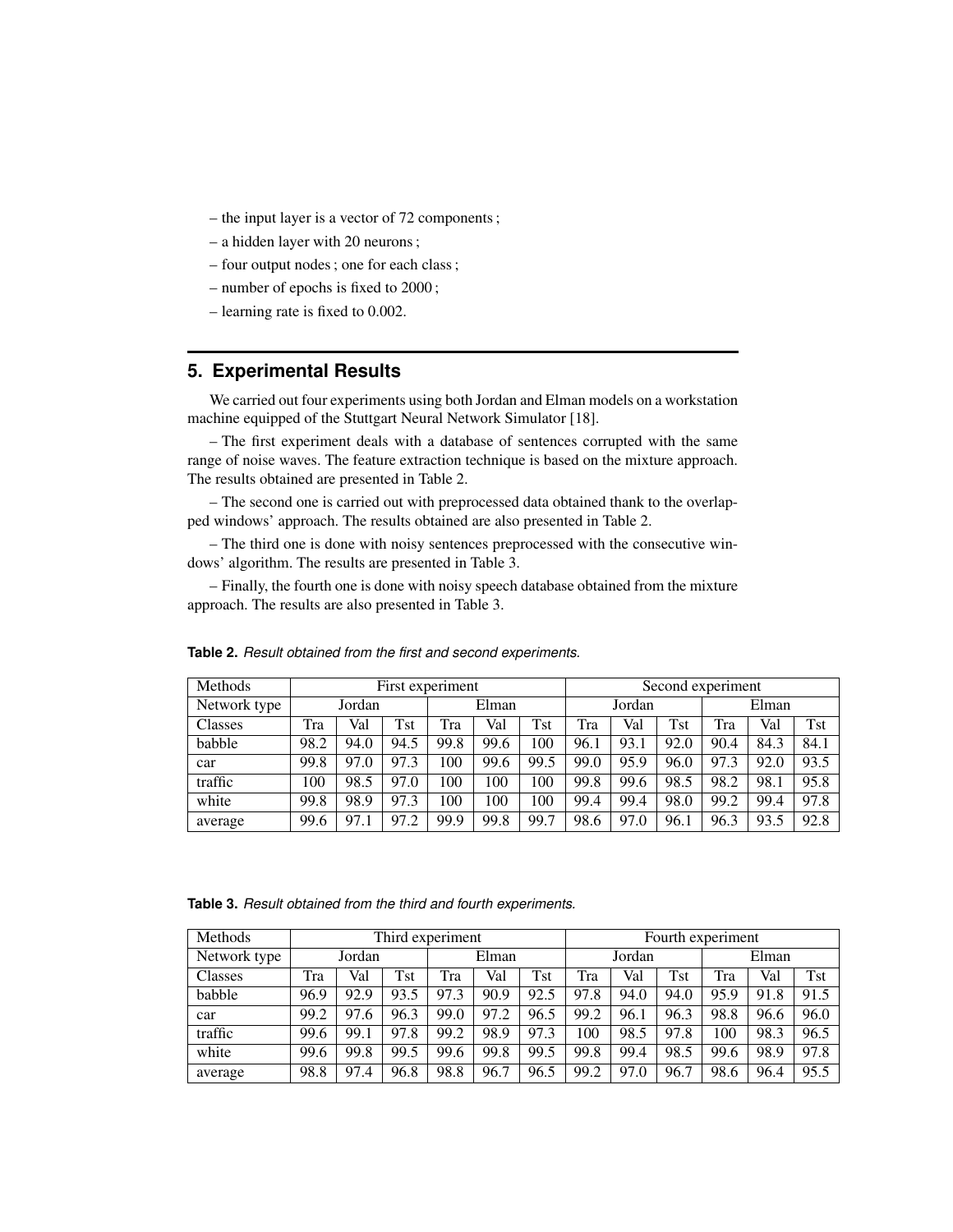– the input layer is a vector of 72 components ;

– a hidden layer with 20 neurons ;

– four output nodes ; one for each class ;

– number of epochs is fixed to 2000 ;

– learning rate is fixed to 0.002.

## 5. Experimental Results

We carried out four experiments using both Jordan and Elman models on a workstation machine equipped of the Stuttgart Neural Network Simulator [18].

– The first experiment deals with a database of sentences corrupted with the same range of noise waves. The feature extraction technique is based on the mixture approach. The results obtained are presented in Table 2.

– The second one is carried out with preprocessed data obtained thank to the overlapped windows' approach. The results obtained are also presented in Table 2.

– The third one is done with noisy sentences preprocessed with the consecutive windows' algorithm. The results are presented in Table 3.

– Finally, the fourth one is done with noisy speech database obtained from the mixture approach. The results are also presented in Table 3.

**Table 2.** *Result obtained from the first and second experiments.*

| Methods | First experiment | | | | | | Second experiment | | | | | |
|---|---|---|---|---|---|---|---|---|---|---|---|---|
| Network type | Jordan | | | Elman | | | Jordan | | | Elman | | |
| Classes | Tra | Val | Tst | Tra | Val | Tst | Tra | Val | Tst | Tra | Val | Tst |
| babble | 98.2 | 94.0 | 94.5 | 99.8 | 99.6 | 100 | 96.1 | 93.1 | 92.0 | 90.4 | 84.3 | 84.1 |
| car | 99.8 | 97.0 | 97.3 | 100 | 99.6 | 99.5 | 99.0 | 95.9 | 96.0 | 97.3 | 92.0 | 93.5 |
| traffic | 100 | 98.5 | 97.0 | 100 | 100 | 100 | 99.8 | 99.6 | 98.5 | 98.2 | 98.1 | 95.8 |
| white | 99.8 | 98.9 | 97.3 | 100 | 100 | 100 | 99.4 | 99.4 | 98.0 | 99.2 | 99.4 | 97.8 |
| average | 99.6 | 97.1 | 97.2 | 99.9 | 99.8 | 99.7 | 98.6 | 97.0 | 96.1 | 96.3 | 93.5 | 92.8 |

**Table 3.** *Result obtained from the third and fourth experiments.*

| Methods | Third experiment | | | | | | Fourth experiment | | | | | |
|---|---|---|---|---|---|---|---|---|---|---|---|---|
| Network type | Jordan | | | Elman | | | Jordan | | | Elman | | |
| Classes | Tra | Val | Tst | Tra | Val | Tst | Tra | Val | Tst | Tra | Val | Tst |
| babble | 96.9 | 92.9 | 93.5 | 97.3 | 90.9 | 92.5 | 97.8 | 94.0 | 94.0 | 95.9 | 91.8 | 91.5 |
| car | 99.2 | 97.6 | 96.3 | 99.0 | 97.2 | 96.5 | 99.2 | 96.1 | 96.3 | 98.8 | 96.6 | 96.0 |
| traffic | 99.6 | 99.1 | 97.8 | 99.2 | 98.9 | 97.3 | 100 | 98.5 | 97.8 | 100 | 98.3 | 96.5 |
| white | 99.6 | 99.8 | 99.5 | 99.6 | 99.8 | 99.5 | 99.8 | 99.4 | 98.5 | 99.6 | 98.9 | 97.8 |
| average | 98.8 | 97.4 | 96.8 | 98.8 | 96.7 | 96.5 | 99.2 | 97.0 | 96.7 | 98.6 | 96.4 | 95.5 |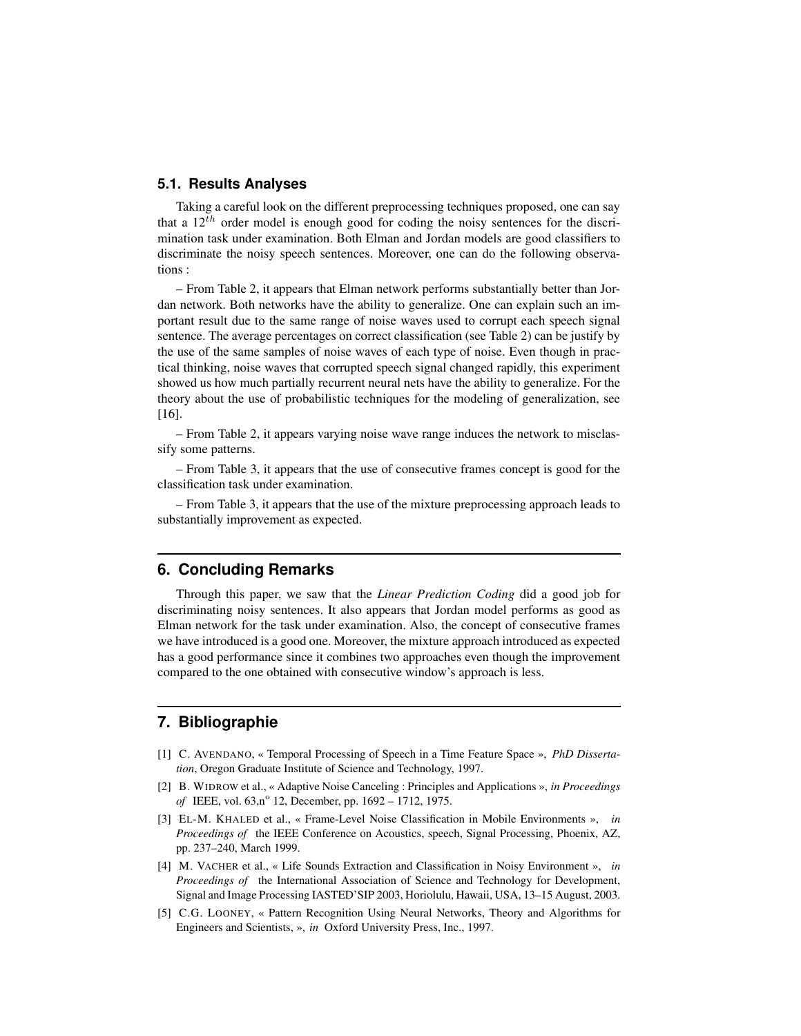### 5.1. Results Analyses

Taking a careful look on the different preprocessing techniques proposed, one can say that a $12^{th}$ order model is enough good for coding the noisy sentences for the discrimination task under examination. Both Elman and Jordan models are good classifiers to discriminate the noisy speech sentences. Moreover, one can do the following observations :

– From Table 2, it appears that Elman network performs substantially better than Jordan network. Both networks have the ability to generalize. One can explain such an important result due to the same range of noise waves used to corrupt each speech signal sentence. The average percentages on correct classification (see Table 2) can be justify by the use of the same samples of noise waves of each type of noise. Even though in practical thinking, noise waves that corrupted speech signal changed rapidly, this experiment showed us how much partially recurrent neural nets have the ability to generalize. For the theory about the use of probabilistic techniques for the modeling of generalization, see [16].

– From Table 2, it appears varying noise wave range induces the network to misclassify some patterns.

– From Table 3, it appears that the use of consecutive frames concept is good for the classification task under examination.

– From Table 3, it appears that the use of the mixture preprocessing approach leads to substantially improvement as expected.

## 6. Concluding Remarks

Through this paper, we saw that the *Linear Prediction Coding* did a good job for discriminating noisy sentences. It also appears that Jordan model performs as good as Elman network for the task under examination. Also, the concept of consecutive frames we have introduced is a good one. Moreover, the mixture approach introduced as expected has a good performance since it combines two approaches even though the improvement compared to the one obtained with consecutive window's approach is less.

## 7. Bibliographie

[1] C. AVENDANO, « Temporal Processing of Speech in a Time Feature Space », *PhD Dissertation*, Oregon Graduate Institute of Science and Technology, 1997.

[2] B. WIDROW et al., « Adaptive Noise Canceling : Principles and Applications », *in Proceedings of* IEEE, vol. 63,n° 12, December, pp. 1692 – 1712, 1975.

[3] EL-M. KHALED et al., « Frame-Level Noise Classification in Mobile Environments », *in Proceedings of* the IEEE Conference on Acoustics, speech, Signal Processing, Phoenix, AZ, pp. 237–240, March 1999.

[4] M. VACHER et al., « Life Sounds Extraction and Classification in Noisy Environment », *in Proceedings of* the International Association of Science and Technology for Development, Signal and Image Processing IASTED'SIP 2003, Horiolulu, Hawaii, USA, 13–15 August, 2003.

[5] C.G. LOONEY, « Pattern Recognition Using Neural Networks, Theory and Algorithms for Engineers and Scientists, », *in* Oxford University Press, Inc., 1997.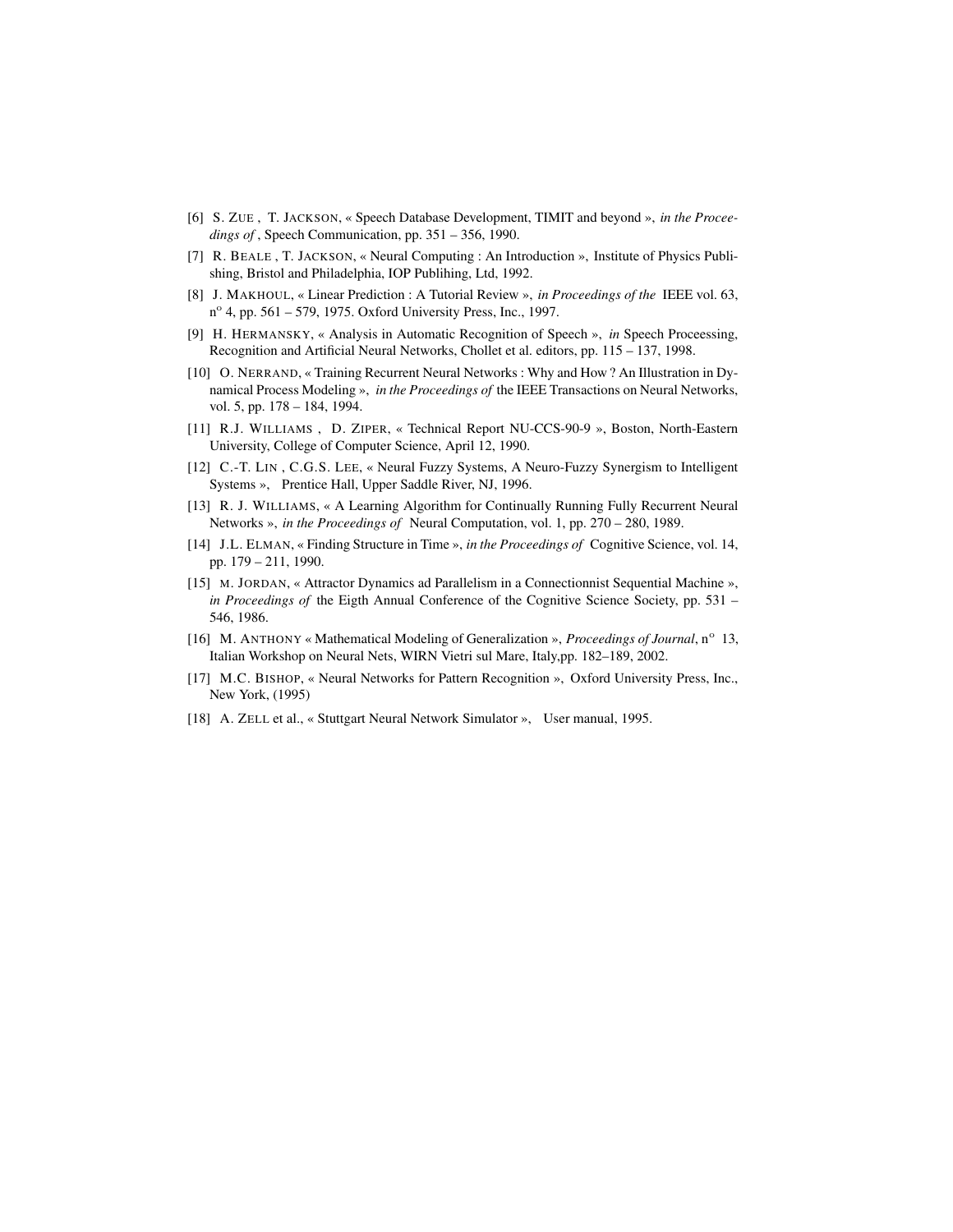[6] S. Zue , T. Jackson, « Speech Database Development, TIMIT and beyond », *in the Proceedings of* , Speech Communication, pp. 351 – 356, 1990.

[7] R. Beale , T. Jackson, « Neural Computing : An Introduction », Institute of Physics Publishing, Bristol and Philadelphia, IOP Publihing, Ltd, 1992.

[8] J. Makhoul, « Linear Prediction : A Tutorial Review », *in Proceedings of the* IEEE vol. 63, n° 4, pp. 561 – 579, 1975. Oxford University Press, Inc., 1997.

[9] H. Hermansky, « Analysis in Automatic Recognition of Speech », *in* Speech Proceessing, Recognition and Artificial Neural Networks, Chollet et al. editors, pp. 115 – 137, 1998.

[10] O. Nerrand, « Training Recurrent Neural Networks : Why and How ? An Illustration in Dynamical Process Modeling », *in the Proceedings of* the IEEE Transactions on Neural Networks, vol. 5, pp. 178 – 184, 1994.

[11] R.J. Williams , D. Ziper, « Technical Report NU-CCS-90-9 », Boston, North-Eastern University, College of Computer Science, April 12, 1990.

[12] C.-T. Lin , C.G.S. Lee, « Neural Fuzzy Systems, A Neuro-Fuzzy Synergism to Intelligent Systems », Prentice Hall, Upper Saddle River, NJ, 1996.

[13] R. J. Williams, « A Learning Algorithm for Continually Running Fully Recurrent Neural Networks », *in the Proceedings of* Neural Computation, vol. 1, pp. 270 – 280, 1989.

[14] J.L. Elman, « Finding Structure in Time », *in the Proceedings of* Cognitive Science, vol. 14, pp. 179 – 211, 1990.

[15] M. Jordan, « Attractor Dynamics ad Parallelism in a Connectionnist Sequential Machine », *in Proceedings of* the Eigth Annual Conference of the Cognitive Science Society, pp. 531 – 546, 1986.

[16] M. Anthony « Mathematical Modeling of Generalization », *Proceedings of Journal*, n° 13, Italian Workshop on Neural Nets, WIRN Vietri sul Mare, Italy,pp. 182–189, 2002.

[17] M.C. Bishop, « Neural Networks for Pattern Recognition », Oxford University Press, Inc., New York, (1995)

[18] A. Zell et al., « Stuttgart Neural Network Simulator », User manual, 1995.